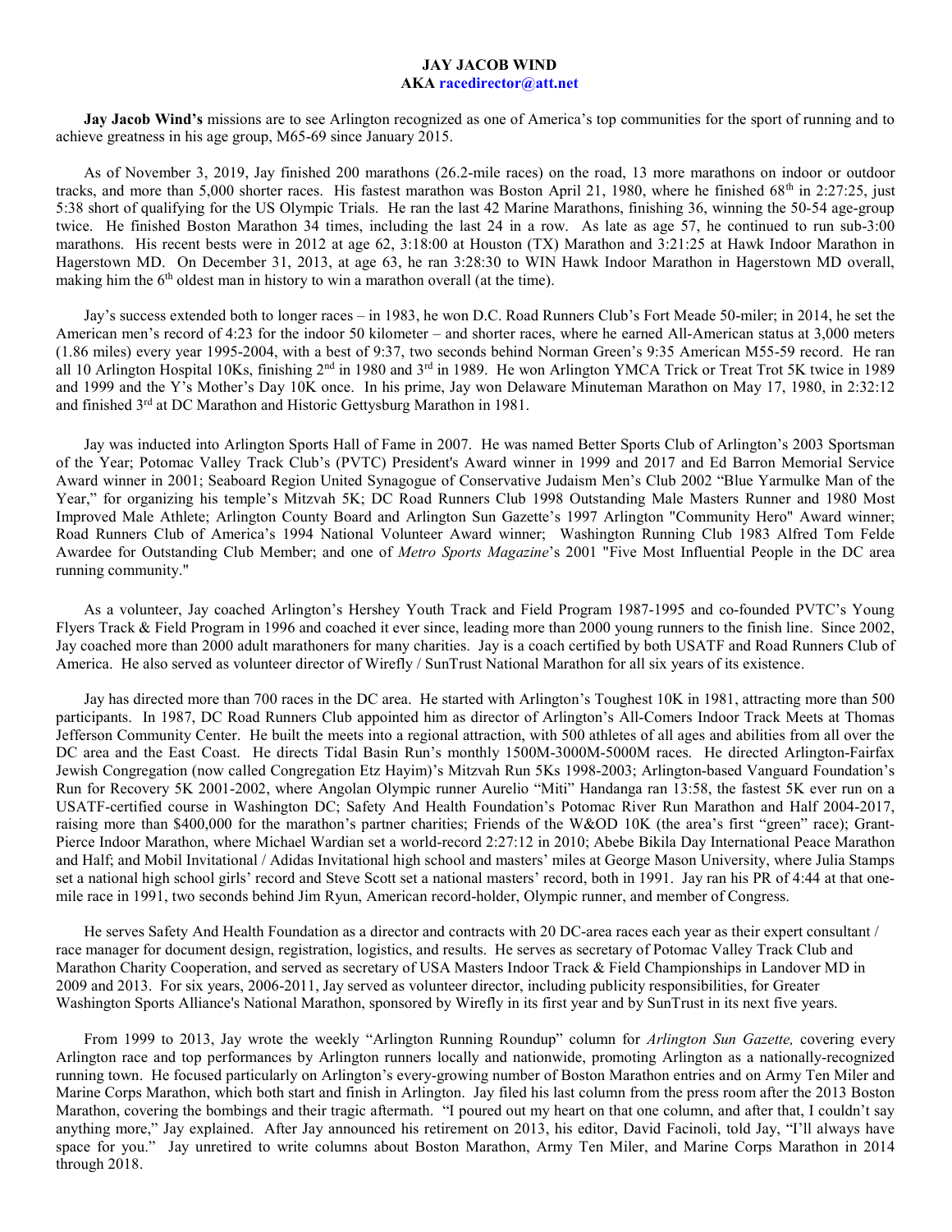**JAY JACOB WIND**
**AKA racedirector@att.net**

**Jay Jacob Wind's** missions are to see Arlington recognized as one of America's top communities for the sport of running and to achieve greatness in his age group, M65-69 since January 2015.

As of November 3, 2019, Jay finished 200 marathons (26.2-mile races) on the road, 13 more marathons on indoor or outdoor tracks, and more than 5,000 shorter races. His fastest marathon was Boston April 21, 1980, where he finished 68th in 2:27:25, just 5:38 short of qualifying for the US Olympic Trials. He ran the last 42 Marine Marathons, finishing 36, winning the 50-54 age-group twice. He finished Boston Marathon 34 times, including the last 24 in a row. As late as age 57, he continued to run sub-3:00 marathons. His recent bests were in 2012 at age 62, 3:18:00 at Houston (TX) Marathon and 3:21:25 at Hawk Indoor Marathon in Hagerstown MD. On December 31, 2013, at age 63, he ran 3:28:30 to WIN Hawk Indoor Marathon in Hagerstown MD overall, making him the 6th oldest man in history to win a marathon overall (at the time).

Jay's success extended both to longer races – in 1983, he won D.C. Road Runners Club's Fort Meade 50-miler; in 2014, he set the American men's record of 4:23 for the indoor 50 kilometer – and shorter races, where he earned All-American status at 3,000 meters (1.86 miles) every year 1995-2004, with a best of 9:37, two seconds behind Norman Green's 9:35 American M55-59 record. He ran all 10 Arlington Hospital 10Ks, finishing 2nd in 1980 and 3rd in 1989. He won Arlington YMCA Trick or Treat Trot 5K twice in 1989 and 1999 and the Y's Mother's Day 10K once. In his prime, Jay won Delaware Minuteman Marathon on May 17, 1980, in 2:32:12 and finished 3rd at DC Marathon and Historic Gettysburg Marathon in 1981.

Jay was inducted into Arlington Sports Hall of Fame in 2007. He was named Better Sports Club of Arlington's 2003 Sportsman of the Year; Potomac Valley Track Club's (PVTC) President's Award winner in 1999 and 2017 and Ed Barron Memorial Service Award winner in 2001; Seaboard Region United Synagogue of Conservative Judaism Men's Club 2002 "Blue Yarmulke Man of the Year," for organizing his temple's Mitzvah 5K; DC Road Runners Club 1998 Outstanding Male Masters Runner and 1980 Most Improved Male Athlete; Arlington County Board and Arlington Sun Gazette's 1997 Arlington "Community Hero" Award winner; Road Runners Club of America's 1994 National Volunteer Award winner; Washington Running Club 1983 Alfred Tom Felde Awardee for Outstanding Club Member; and one of *Metro Sports Magazine*'s 2001 "Five Most Influential People in the DC area running community."

As a volunteer, Jay coached Arlington's Hershey Youth Track and Field Program 1987-1995 and co-founded PVTC's Young Flyers Track & Field Program in 1996 and coached it ever since, leading more than 2000 young runners to the finish line. Since 2002, Jay coached more than 2000 adult marathoners for many charities. Jay is a coach certified by both USATF and Road Runners Club of America. He also served as volunteer director of Wirefly / SunTrust National Marathon for all six years of its existence.

Jay has directed more than 700 races in the DC area. He started with Arlington's Toughest 10K in 1981, attracting more than 500 participants. In 1987, DC Road Runners Club appointed him as director of Arlington's All-Comers Indoor Track Meets at Thomas Jefferson Community Center. He built the meets into a regional attraction, with 500 athletes of all ages and abilities from all over the DC area and the East Coast. He directs Tidal Basin Run's monthly 1500M-3000M-5000M races. He directed Arlington-Fairfax Jewish Congregation (now called Congregation Etz Hayim)'s Mitzvah Run 5Ks 1998-2003; Arlington-based Vanguard Foundation's Run for Recovery 5K 2001-2002, where Angolan Olympic runner Aurelio "Miti" Handanga ran 13:58, the fastest 5K ever run on a USATF-certified course in Washington DC; Safety And Health Foundation's Potomac River Run Marathon and Half 2004-2017, raising more than $400,000 for the marathon's partner charities; Friends of the W&OD 10K (the area's first "green" race); Grant-Pierce Indoor Marathon, where Michael Wardian set a world-record 2:27:12 in 2010; Abebe Bikila Day International Peace Marathon and Half; and Mobil Invitational / Adidas Invitational high school and masters' miles at George Mason University, where Julia Stamps set a national high school girls' record and Steve Scott set a national masters' record, both in 1991. Jay ran his PR of 4:44 at that one-mile race in 1991, two seconds behind Jim Ryun, American record-holder, Olympic runner, and member of Congress.

He serves Safety And Health Foundation as a director and contracts with 20 DC-area races each year as their expert consultant / race manager for document design, registration, logistics, and results. He serves as secretary of Potomac Valley Track Club and Marathon Charity Cooperation, and served as secretary of USA Masters Indoor Track & Field Championships in Landover MD in 2009 and 2013. For six years, 2006-2011, Jay served as volunteer director, including publicity responsibilities, for Greater Washington Sports Alliance's National Marathon, sponsored by Wirefly in its first year and by SunTrust in its next five years.

From 1999 to 2013, Jay wrote the weekly "Arlington Running Roundup" column for *Arlington Sun Gazette,* covering every Arlington race and top performances by Arlington runners locally and nationwide, promoting Arlington as a nationally-recognized running town. He focused particularly on Arlington's every-growing number of Boston Marathon entries and on Army Ten Miler and Marine Corps Marathon, which both start and finish in Arlington. Jay filed his last column from the press room after the 2013 Boston Marathon, covering the bombings and their tragic aftermath. "I poured out my heart on that one column, and after that, I couldn't say anything more," Jay explained. After Jay announced his retirement on 2013, his editor, David Facinoli, told Jay, "I'll always have space for you." Jay unretired to write columns about Boston Marathon, Army Ten Miler, and Marine Corps Marathon in 2014 through 2018.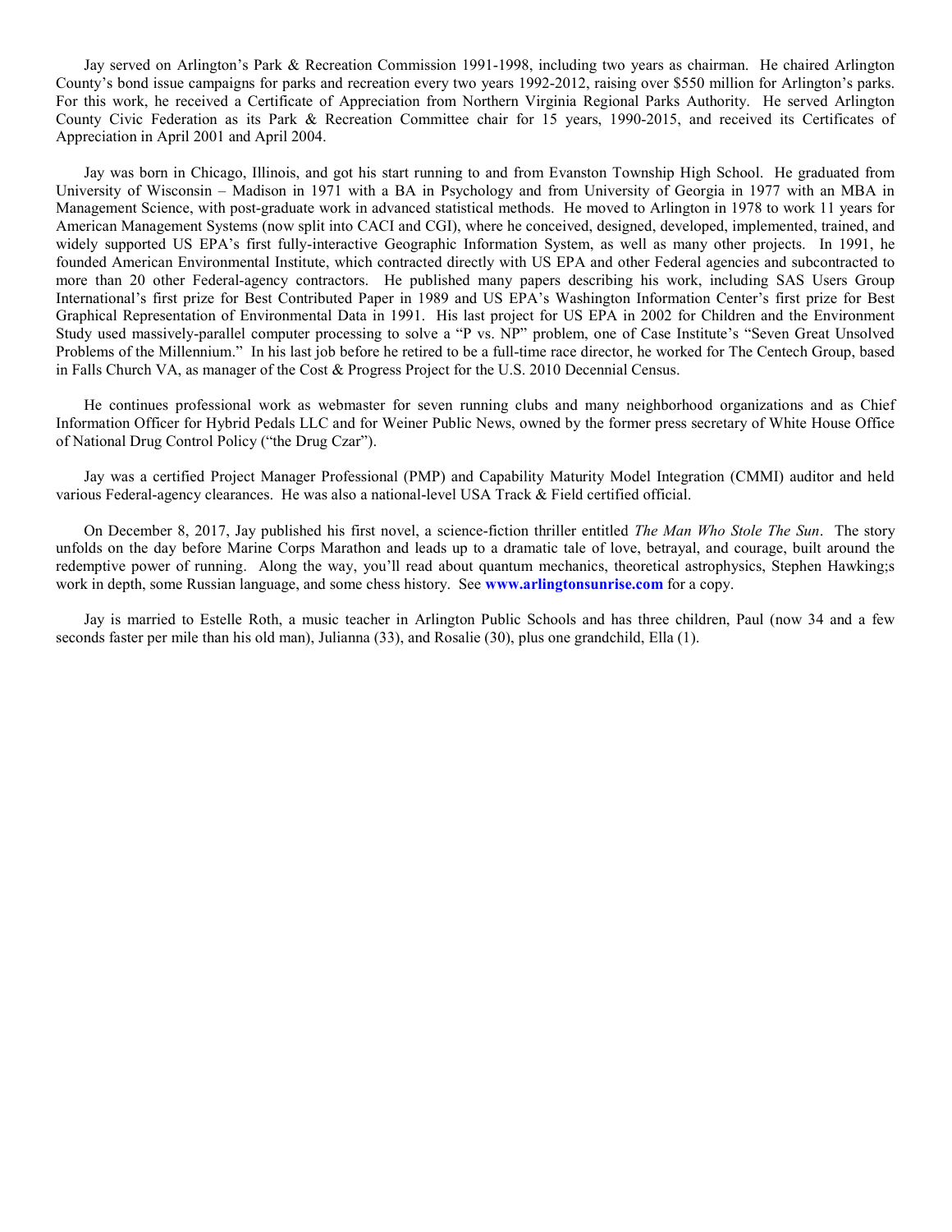Jay served on Arlington's Park & Recreation Commission 1991-1998, including two years as chairman. He chaired Arlington County's bond issue campaigns for parks and recreation every two years 1992-2012, raising over $550 million for Arlington's parks. For this work, he received a Certificate of Appreciation from Northern Virginia Regional Parks Authority. He served Arlington County Civic Federation as its Park & Recreation Committee chair for 15 years, 1990-2015, and received its Certificates of Appreciation in April 2001 and April 2004.

Jay was born in Chicago, Illinois, and got his start running to and from Evanston Township High School. He graduated from University of Wisconsin – Madison in 1971 with a BA in Psychology and from University of Georgia in 1977 with an MBA in Management Science, with post-graduate work in advanced statistical methods. He moved to Arlington in 1978 to work 11 years for American Management Systems (now split into CACI and CGI), where he conceived, designed, developed, implemented, trained, and widely supported US EPA's first fully-interactive Geographic Information System, as well as many other projects. In 1991, he founded American Environmental Institute, which contracted directly with US EPA and other Federal agencies and subcontracted to more than 20 other Federal-agency contractors. He published many papers describing his work, including SAS Users Group International's first prize for Best Contributed Paper in 1989 and US EPA's Washington Information Center's first prize for Best Graphical Representation of Environmental Data in 1991. His last project for US EPA in 2002 for Children and the Environment Study used massively-parallel computer processing to solve a "P vs. NP" problem, one of Case Institute's "Seven Great Unsolved Problems of the Millennium." In his last job before he retired to be a full-time race director, he worked for The Centech Group, based in Falls Church VA, as manager of the Cost & Progress Project for the U.S. 2010 Decennial Census.

He continues professional work as webmaster for seven running clubs and many neighborhood organizations and as Chief Information Officer for Hybrid Pedals LLC and for Weiner Public News, owned by the former press secretary of White House Office of National Drug Control Policy ("the Drug Czar").

Jay was a certified Project Manager Professional (PMP) and Capability Maturity Model Integration (CMMI) auditor and held various Federal-agency clearances. He was also a national-level USA Track & Field certified official.

On December 8, 2017, Jay published his first novel, a science-fiction thriller entitled *The Man Who Stole The Sun*. The story unfolds on the day before Marine Corps Marathon and leads up to a dramatic tale of love, betrayal, and courage, built around the redemptive power of running. Along the way, you'll read about quantum mechanics, theoretical astrophysics, Stephen Hawking;s work in depth, some Russian language, and some chess history. See **www.arlingtonsunrise.com** for a copy.

Jay is married to Estelle Roth, a music teacher in Arlington Public Schools and has three children, Paul (now 34 and a few seconds faster per mile than his old man), Julianna (33), and Rosalie (30), plus one grandchild, Ella (1).